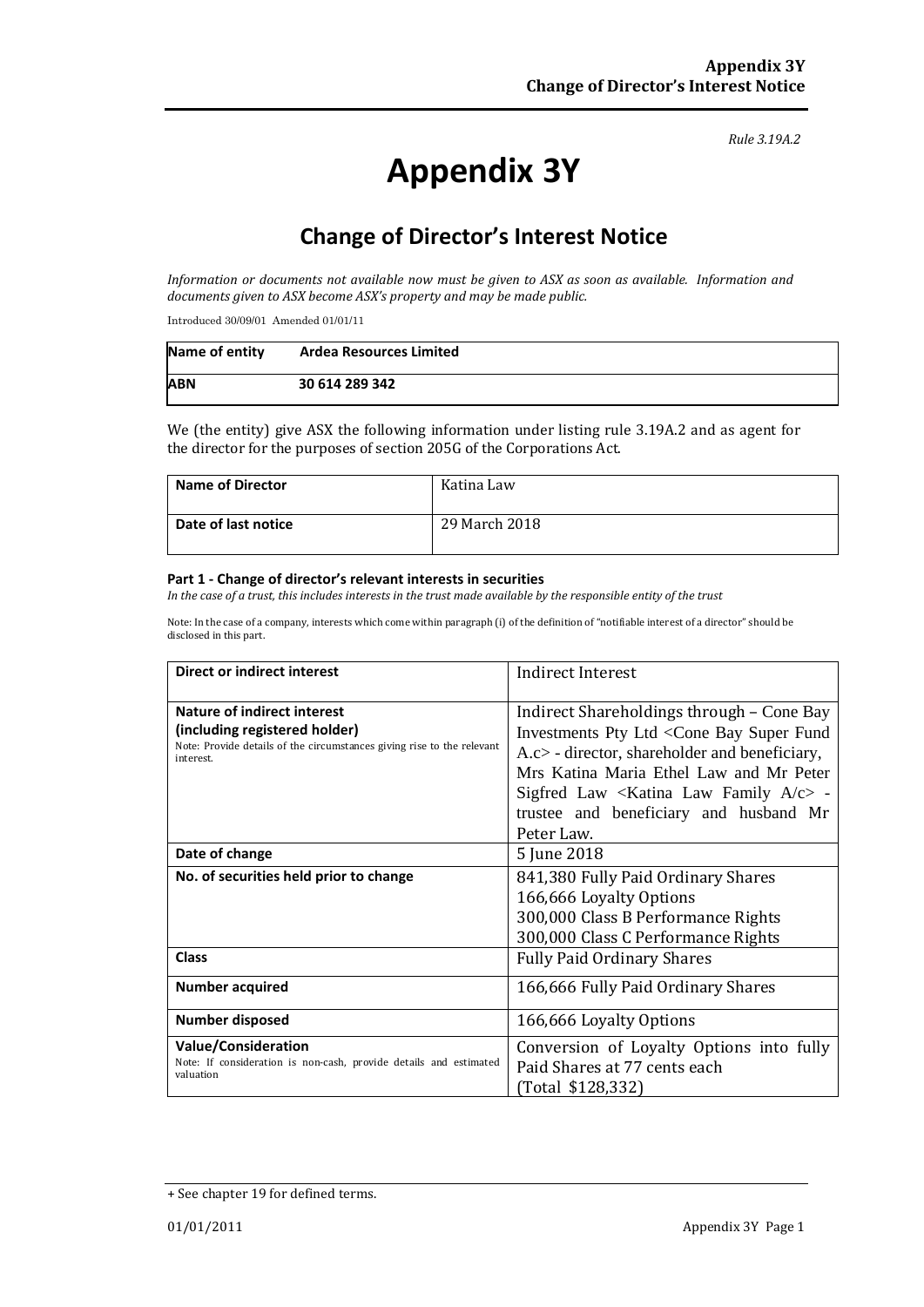*Rule 3.19A.2*

# Appendix 3Y

## Change of Director's Interest Notice

*Information or documents not available now must be given to ASX as soon as available. Information and documents given to ASX become ASX's property and may be made public.*

Introduced 30/09/01 Amended 01/01/11

| **Name of entity** | **Ardea Resources Limited** |
|---|---|
| **ABN** | **30 614 289 342** |

We (the entity) give ASX the following information under listing rule 3.19A.2 and as agent for the director for the purposes of section 205G of the Corporations Act.

| **Name of Director** | Katina Law |
|---|---|
| **Date of last notice** | 29 March 2018 |

#### Part 1 - Change of director's relevant interests in securities

*In the case of a trust, this includes interests in the trust made available by the responsible entity of the trust*

Note: In the case of a company, interests which come within paragraph (i) of the definition of "notifiable interest of a director" should be disclosed in this part.

| **Direct or indirect interest** | Indirect Interest |
|---|---|
| **Nature of indirect interest (including registered holder)**<br>Note: Provide details of the circumstances giving rise to the relevant interest. | Indirect Shareholdings through – Cone Bay Investments Pty Ltd <Cone Bay Super Fund A.c> - director, shareholder and beneficiary, Mrs Katina Maria Ethel Law and Mr Peter Sigfred Law <Katina Law Family A/c> - trustee and beneficiary and husband Mr Peter Law. |
| **Date of change** | 5 June 2018 |
| **No. of securities held prior to change** | 841,380 Fully Paid Ordinary Shares<br>166,666 Loyalty Options<br>300,000 Class B Performance Rights<br>300,000 Class C Performance Rights |
| **Class** | Fully Paid Ordinary Shares |
| **Number acquired** | 166,666 Fully Paid Ordinary Shares |
| **Number disposed** | 166,666 Loyalty Options |
| **Value/Consideration**<br>Note: If consideration is non-cash, provide details and estimated valuation | Conversion of Loyalty Options into fully Paid Shares at 77 cents each<br>(Total $128,332) |

+ See chapter 19 for defined terms.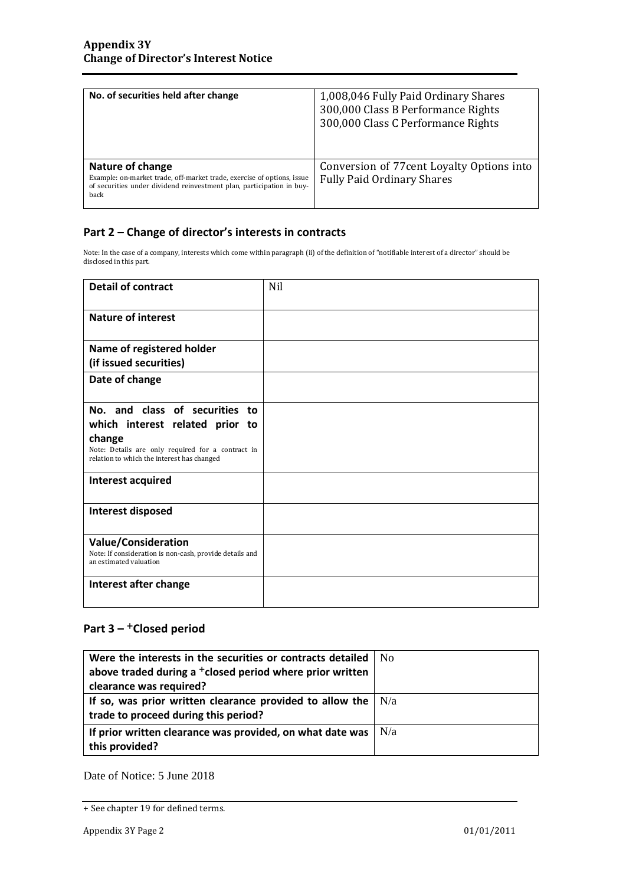| No. of securities held after change | 1,008,046 Fully Paid Ordinary Shares<br>300,000 Class B Performance Rights<br>300,000 Class C Performance Rights |
|---|---|
| **Nature of change**<br>Example: on-market trade, off-market trade, exercise of options, issue of securities under dividend reinvestment plan, participation in buy-back | Conversion of 77cent Loyalty Options into Fully Paid Ordinary Shares |

## Part 2 – Change of director's interests in contracts

Note: In the case of a company, interests which come within paragraph (ii) of the definition of "notifiable interest of a director" should be disclosed in this part.

| Detail of contract | Nil |
|---|---|
| **Nature of interest** | |
| **Name of registered holder (if issued securities)** | |
| **Date of change** | |
| **No. and class of securities to which interest related prior to change**<br>Note: Details are only required for a contract in relation to which the interest has changed | |
| **Interest acquired** | |
| **Interest disposed** | |
| **Value/Consideration**<br>Note: If consideration is non-cash, provide details and an estimated valuation | |
| **Interest after change** | |

## Part 3 – +Closed period

| Were the interests in the securities or contracts detailed above traded during a +closed period where prior written clearance was required? | No |
|---|---|
| **If so, was prior written clearance provided to allow the trade to proceed during this period?** | N/a |
| **If prior written clearance was provided, on what date was this provided?** | N/a |

Date of Notice: 5 June 2018

+ See chapter 19 for defined terms.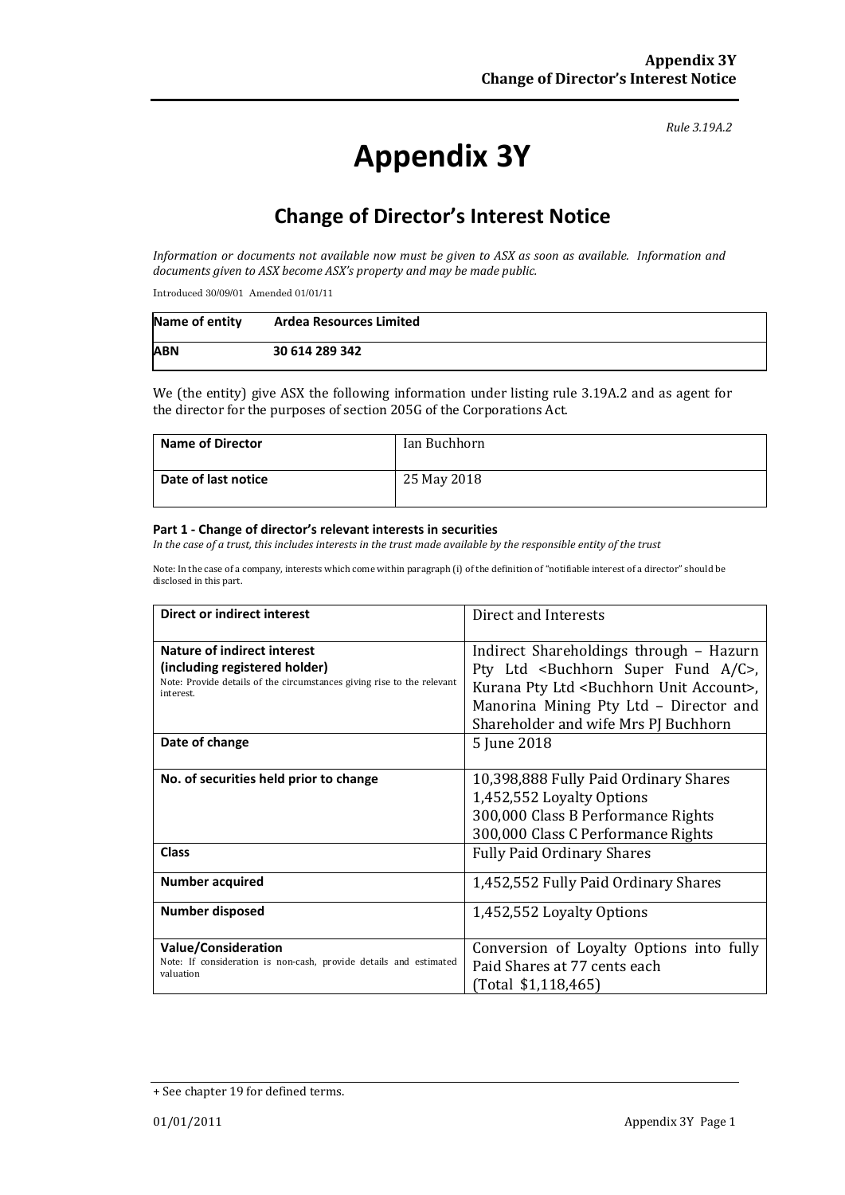*Rule 3.19A.2*

# Appendix 3Y

## Change of Director's Interest Notice

*Information or documents not available now must be given to ASX as soon as available. Information and documents given to ASX become ASX's property and may be made public.*

Introduced 30/09/01 Amended 01/01/11

| Name of entity | Ardea Resources Limited |
|---|---|
| **ABN** | **30 614 289 342** |

We (the entity) give ASX the following information under listing rule 3.19A.2 and as agent for the director for the purposes of section 205G of the Corporations Act.

| Name of Director | Ian Buchhorn |
|---|---|
| **Date of last notice** | 25 May 2018 |

**Part 1 - Change of director's relevant interests in securities**

*In the case of a trust, this includes interests in the trust made available by the responsible entity of the trust*

Note: In the case of a company, interests which come within paragraph (i) of the definition of "notifiable interest of a director" should be disclosed in this part.

| Direct or indirect interest | Direct and Interests |
|---|---|
| **Nature of indirect interest (including registered holder)**<br>Note: Provide details of the circumstances giving rise to the relevant interest. | Indirect Shareholdings through – Hazurn Pty Ltd <Buchhorn Super Fund A/C>, Kurana Pty Ltd <Buchhorn Unit Account>, Manorina Mining Pty Ltd – Director and Shareholder and wife Mrs PJ Buchhorn |
| **Date of change** | 5 June 2018 |
| **No. of securities held prior to change** | 10,398,888 Fully Paid Ordinary Shares<br>1,452,552 Loyalty Options<br>300,000 Class B Performance Rights<br>300,000 Class C Performance Rights |
| **Class** | Fully Paid Ordinary Shares |
| **Number acquired** | 1,452,552 Fully Paid Ordinary Shares |
| **Number disposed** | 1,452,552 Loyalty Options |
| **Value/Consideration**<br>Note: If consideration is non-cash, provide details and estimated valuation | Conversion of Loyalty Options into fully Paid Shares at 77 cents each<br>(Total $1,118,465) |

+ See chapter 19 for defined terms.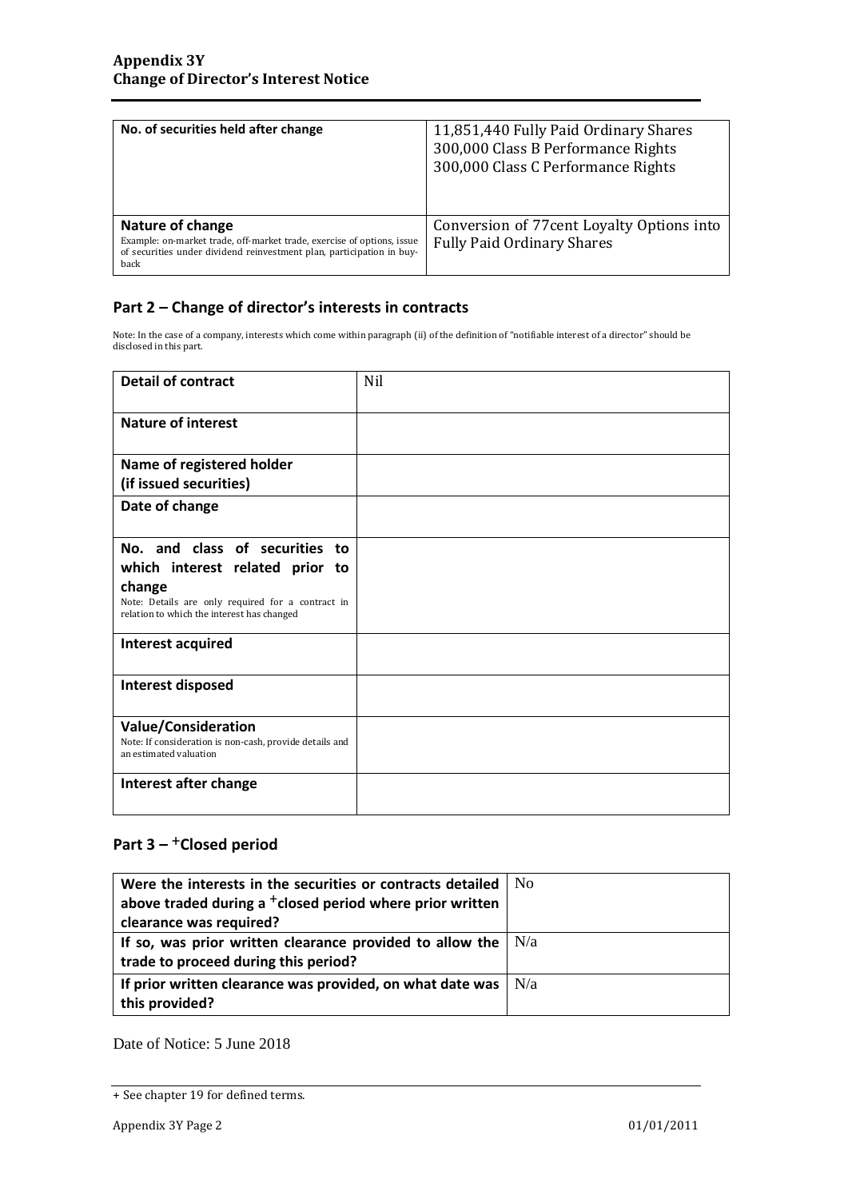| | |
|---|---|
| **No. of securities held after change** | 11,851,440 Fully Paid Ordinary Shares<br>300,000 Class B Performance Rights<br>300,000 Class C Performance Rights |
| **Nature of change**<br>Example: on-market trade, off-market trade, exercise of options, issue of securities under dividend reinvestment plan, participation in buy-back | Conversion of 77cent Loyalty Options into Fully Paid Ordinary Shares |

## Part 2 – Change of director's interests in contracts

Note: In the case of a company, interests which come within paragraph (ii) of the definition of "notifiable interest of a director" should be disclosed in this part.

| | |
|---|---|
| **Detail of contract** | Nil |
| **Nature of interest** | |
| **Name of registered holder (if issued securities)** | |
| **Date of change** | |
| **No. and class of securities to which interest related prior to change**<br>Note: Details are only required for a contract in relation to which the interest has changed | |
| **Interest acquired** | |
| **Interest disposed** | |
| **Value/Consideration**<br>Note: If consideration is non-cash, provide details and an estimated valuation | |
| **Interest after change** | |

## Part 3 – +Closed period

| | |
|---|---|
| **Were the interests in the securities or contracts detailed above traded during a +closed period where prior written clearance was required?** | No |
| **If so, was prior written clearance provided to allow the trade to proceed during this period?** | N/a |
| **If prior written clearance was provided, on what date was this provided?** | N/a |

Date of Notice: 5 June 2018

+ See chapter 19 for defined terms.